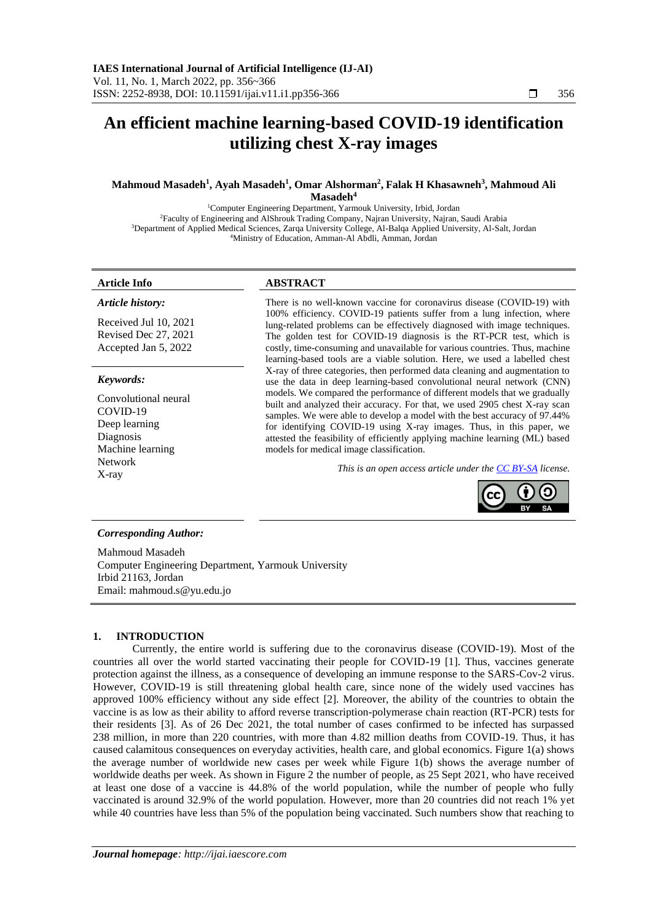# An efficient machine learning-based COVID-19 identification utilizing chest X-ray images

**Mahmoud Masadeh[1], Ayah Masadeh[1], Omar Alshorman[2], Falak H Khasawneh[3], Mahmoud Ali Masadeh[4]**

[1]Computer Engineering Department, Yarmouk University, Irbid, Jordan
[2]Faculty of Engineering and AlShrouk Trading Company, Najran University, Najran, Saudi Arabia
[3]Department of Applied Medical Sciences, Zarqa University College, Al-Balqa Applied University, Al-Salt, Jordan
[4]Ministry of Education, Amman-Al Abdli, Amman, Jordan

## Article Info

*Article history:*

Received Jul 10, 2021
Revised Dec 27, 2021
Accepted Jan 5, 2022

*Keywords:*

Convolutional neural
COVID-19
Deep learning
Diagnosis
Machine learning
Network
X-ray

## ABSTRACT

There is no well-known vaccine for coronavirus disease (COVID-19) with 100% efficiency. COVID-19 patients suffer from a lung infection, where lung-related problems can be effectively diagnosed with image techniques. The golden test for COVID-19 diagnosis is the RT-PCR test, which is costly, time-consuming and unavailable for various countries. Thus, machine learning-based tools are a viable solution. Here, we used a labelled chest X-ray of three categories, then performed data cleaning and augmentation to use the data in deep learning-based convolutional neural network (CNN) models. We compared the performance of different models that we gradually built and analyzed their accuracy. For that, we used 2905 chest X-ray scan samples. We were able to develop a model with the best accuracy of 97.44% for identifying COVID-19 using X-ray images. Thus, in this paper, we attested the feasibility of efficiently applying machine learning (ML) based models for medical image classification.

*This is an open access article under the CC BY-SA license.*

*Corresponding Author:*

Mahmoud Masadeh
Computer Engineering Department, Yarmouk University
Irbid 21163, Jordan
Email: mahmoud.s@yu.edu.jo

## 1. INTRODUCTION

Currently, the entire world is suffering due to the coronavirus disease (COVID-19). Most of the countries all over the world started vaccinating their people for COVID-19 [1]. Thus, vaccines generate protection against the illness, as a consequence of developing an immune response to the SARS-Cov-2 virus. However, COVID-19 is still threatening global health care, since none of the widely used vaccines has approved 100% efficiency without any side effect [2]. Moreover, the ability of the countries to obtain the vaccine is as low as their ability to afford reverse transcription-polymerase chain reaction (RT-PCR) tests for their residents [3]. As of 26 Dec 2021, the total number of cases confirmed to be infected has surpassed 238 million, in more than 220 countries, with more than 4.82 million deaths from COVID-19. Thus, it has caused calamitous consequences on everyday activities, health care, and global economics. Figure 1(a) shows the average number of worldwide new cases per week while Figure 1(b) shows the average number of worldwide deaths per week. As shown in Figure 2 the number of people, as 25 Sept 2021, who have received at least one dose of a vaccine is 44.8% of the world population, while the number of people who fully vaccinated is around 32.9% of the world population. However, more than 20 countries did not reach 1% yet while 40 countries have less than 5% of the population being vaccinated. Such numbers show that reaching to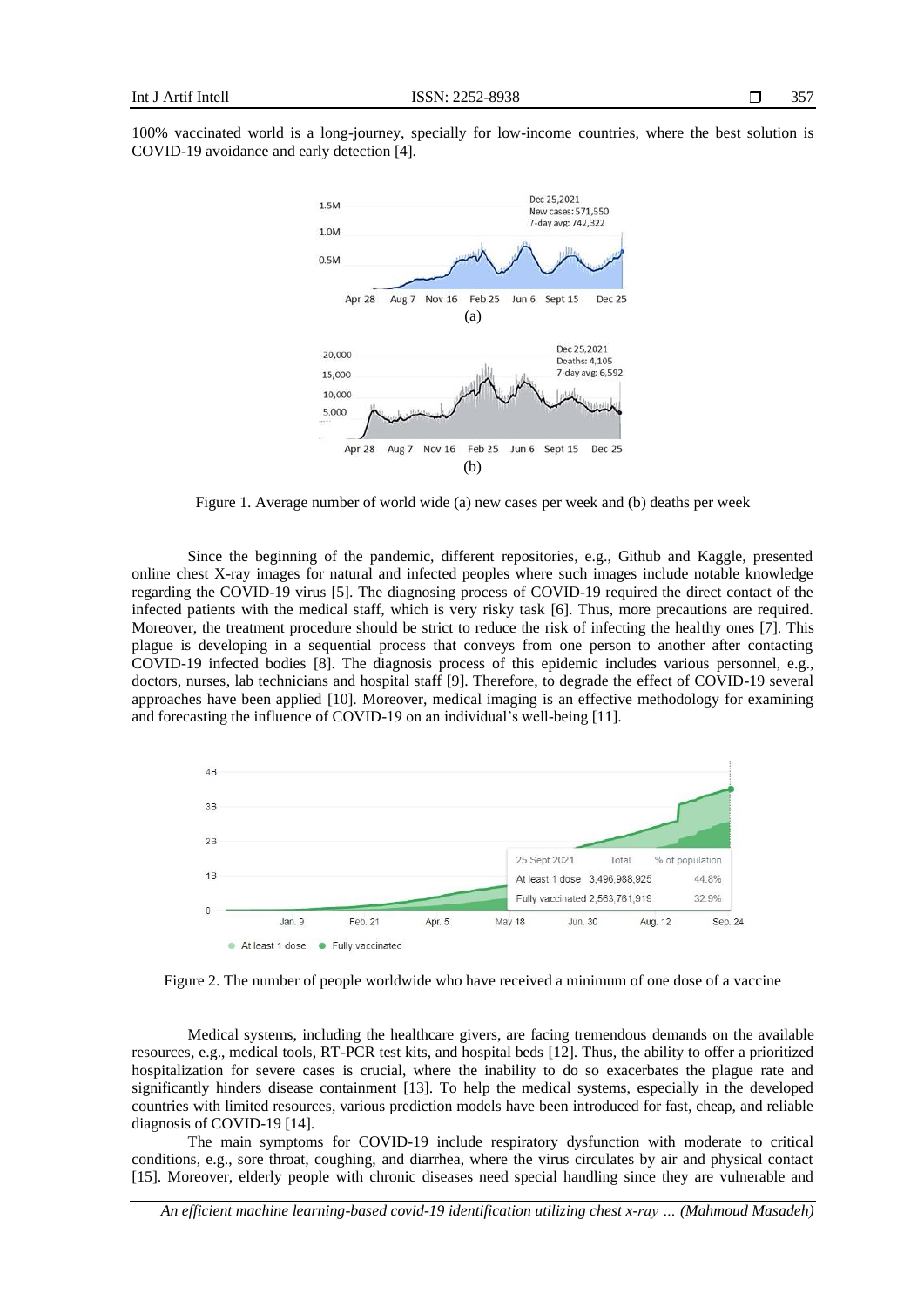100% vaccinated world is a long-journey, specially for low-income countries, where the best solution is COVID-19 avoidance and early detection [4].

Figure 1. Average number of world wide (a) new cases per week and (b) deaths per week

Since the beginning of the pandemic, different repositories, e.g., Github and Kaggle, presented online chest X-ray images for natural and infected peoples where such images include notable knowledge regarding the COVID-19 virus [5]. The diagnosing process of COVID-19 required the direct contact of the infected patients with the medical staff, which is very risky task [6]. Thus, more precautions are required. Moreover, the treatment procedure should be strict to reduce the risk of infecting the healthy ones [7]. This plague is developing in a sequential process that conveys from one person to another after contacting COVID-19 infected bodies [8]. The diagnosis process of this epidemic includes various personnel, e.g., doctors, nurses, lab technicians and hospital staff [9]. Therefore, to degrade the effect of COVID-19 several approaches have been applied [10]. Moreover, medical imaging is an effective methodology for examining and forecasting the influence of COVID-19 on an individual's well-being [11].

Figure 2. The number of people worldwide who have received a minimum of one dose of a vaccine

Medical systems, including the healthcare givers, are facing tremendous demands on the available resources, e.g., medical tools, RT-PCR test kits, and hospital beds [12]. Thus, the ability to offer a prioritized hospitalization for severe cases is crucial, where the inability to do so exacerbates the plague rate and significantly hinders disease containment [13]. To help the medical systems, especially in the developed countries with limited resources, various prediction models have been introduced for fast, cheap, and reliable diagnosis of COVID-19 [14].

The main symptoms for COVID-19 include respiratory dysfunction with moderate to critical conditions, e.g., sore throat, coughing, and diarrhea, where the virus circulates by air and physical contact [15]. Moreover, elderly people with chronic diseases need special handling since they are vulnerable and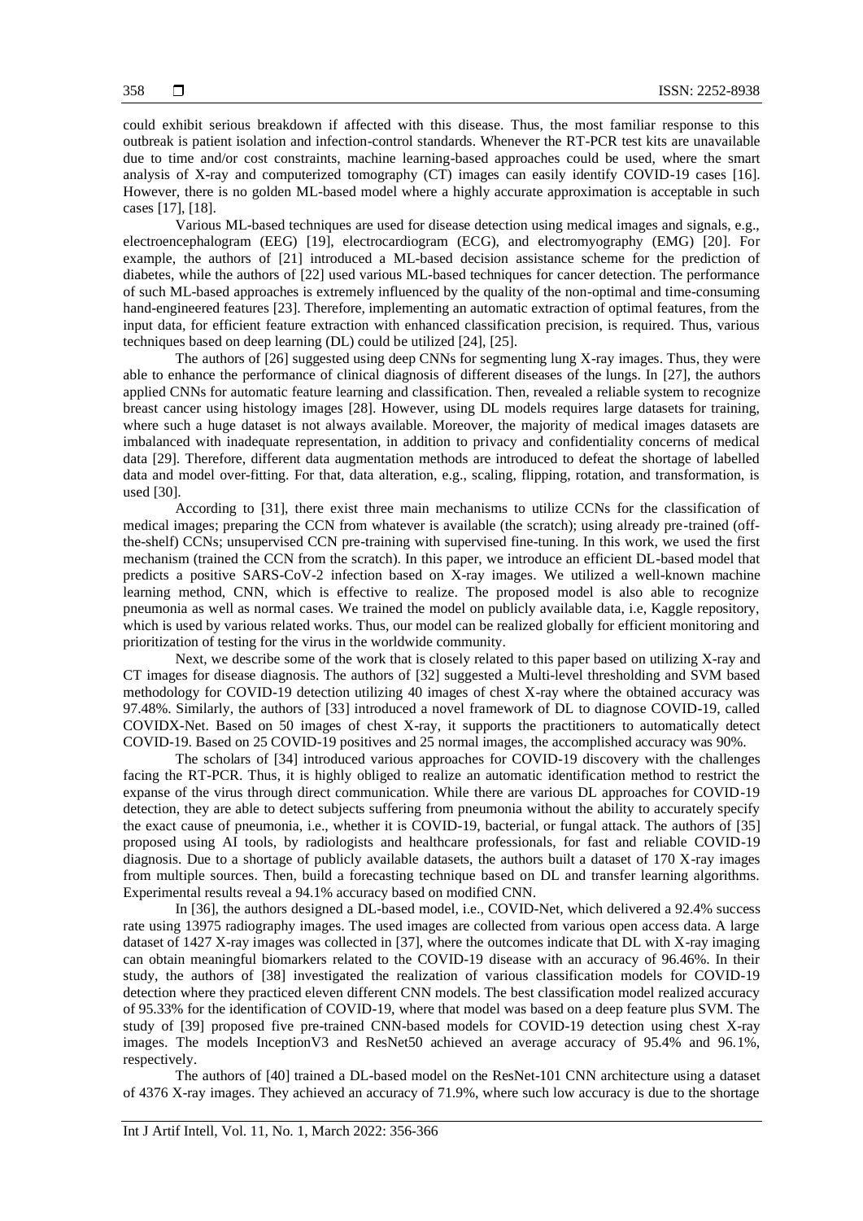could exhibit serious breakdown if affected with this disease. Thus, the most familiar response to this outbreak is patient isolation and infection-control standards. Whenever the RT-PCR test kits are unavailable due to time and/or cost constraints, machine learning-based approaches could be used, where the smart analysis of X-ray and computerized tomography (CT) images can easily identify COVID-19 cases [16]. However, there is no golden ML-based model where a highly accurate approximation is acceptable in such cases [17], [18].

Various ML-based techniques are used for disease detection using medical images and signals, e.g., electroencephalogram (EEG) [19], electrocardiogram (ECG), and electromyography (EMG) [20]. For example, the authors of [21] introduced a ML-based decision assistance scheme for the prediction of diabetes, while the authors of [22] used various ML-based techniques for cancer detection. The performance of such ML-based approaches is extremely influenced by the quality of the non-optimal and time-consuming hand-engineered features [23]. Therefore, implementing an automatic extraction of optimal features, from the input data, for efficient feature extraction with enhanced classification precision, is required. Thus, various techniques based on deep learning (DL) could be utilized [24], [25].

The authors of [26] suggested using deep CNNs for segmenting lung X-ray images. Thus, they were able to enhance the performance of clinical diagnosis of different diseases of the lungs. In [27], the authors applied CNNs for automatic feature learning and classification. Then, revealed a reliable system to recognize breast cancer using histology images [28]. However, using DL models requires large datasets for training, where such a huge dataset is not always available. Moreover, the majority of medical images datasets are imbalanced with inadequate representation, in addition to privacy and confidentiality concerns of medical data [29]. Therefore, different data augmentation methods are introduced to defeat the shortage of labelled data and model over-fitting. For that, data alteration, e.g., scaling, flipping, rotation, and transformation, is used [30].

According to [31], there exist three main mechanisms to utilize CCNs for the classification of medical images; preparing the CCN from whatever is available (the scratch); using already pre-trained (off-the-shelf) CCNs; unsupervised CCN pre-training with supervised fine-tuning. In this work, we used the first mechanism (trained the CCN from the scratch). In this paper, we introduce an efficient DL-based model that predicts a positive SARS-CoV-2 infection based on X-ray images. We utilized a well-known machine learning method, CNN, which is effective to realize. The proposed model is also able to recognize pneumonia as well as normal cases. We trained the model on publicly available data, i.e, Kaggle repository, which is used by various related works. Thus, our model can be realized globally for efficient monitoring and prioritization of testing for the virus in the worldwide community.

Next, we describe some of the work that is closely related to this paper based on utilizing X-ray and CT images for disease diagnosis. The authors of [32] suggested a Multi-level thresholding and SVM based methodology for COVID-19 detection utilizing 40 images of chest X-ray where the obtained accuracy was 97.48%. Similarly, the authors of [33] introduced a novel framework of DL to diagnose COVID-19, called COVIDX-Net. Based on 50 images of chest X-ray, it supports the practitioners to automatically detect COVID-19. Based on 25 COVID-19 positives and 25 normal images, the accomplished accuracy was 90%.

The scholars of [34] introduced various approaches for COVID-19 discovery with the challenges facing the RT-PCR. Thus, it is highly obliged to realize an automatic identification method to restrict the expanse of the virus through direct communication. While there are various DL approaches for COVID-19 detection, they are able to detect subjects suffering from pneumonia without the ability to accurately specify the exact cause of pneumonia, i.e., whether it is COVID-19, bacterial, or fungal attack. The authors of [35] proposed using AI tools, by radiologists and healthcare professionals, for fast and reliable COVID-19 diagnosis. Due to a shortage of publicly available datasets, the authors built a dataset of 170 X-ray images from multiple sources. Then, build a forecasting technique based on DL and transfer learning algorithms. Experimental results reveal a 94.1% accuracy based on modified CNN.

In [36], the authors designed a DL-based model, i.e., COVID-Net, which delivered a 92.4% success rate using 13975 radiography images. The used images are collected from various open access data. A large dataset of 1427 X-ray images was collected in [37], where the outcomes indicate that DL with X-ray imaging can obtain meaningful biomarkers related to the COVID-19 disease with an accuracy of 96.46%. In their study, the authors of [38] investigated the realization of various classification models for COVID-19 detection where they practiced eleven different CNN models. The best classification model realized accuracy of 95.33% for the identification of COVID-19, where that model was based on a deep feature plus SVM. The study of [39] proposed five pre-trained CNN-based models for COVID-19 detection using chest X-ray images. The models InceptionV3 and ResNet50 achieved an average accuracy of 95.4% and 96.1%, respectively.

The authors of [40] trained a DL-based model on the ResNet-101 CNN architecture using a dataset of 4376 X-ray images. They achieved an accuracy of 71.9%, where such low accuracy is due to the shortage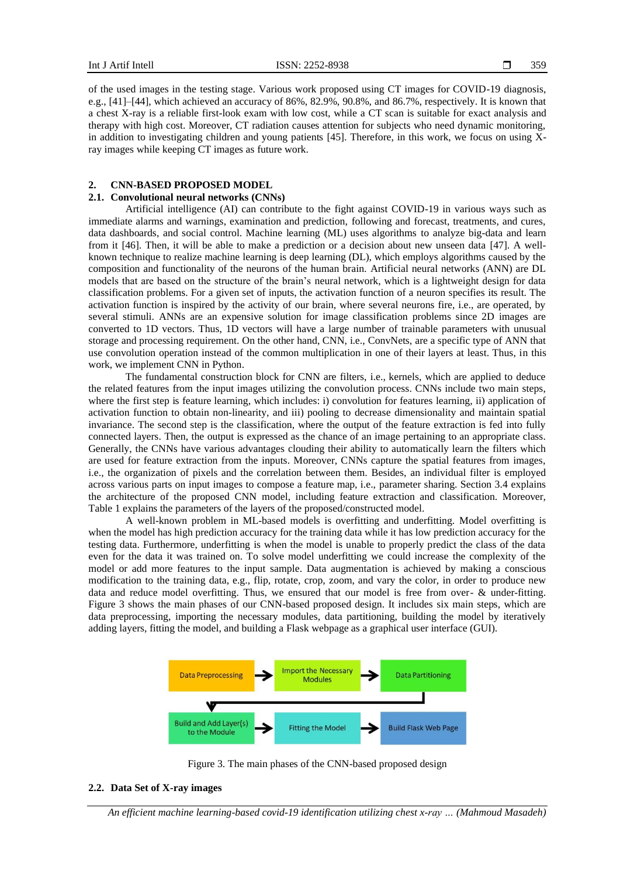of the used images in the testing stage. Various work proposed using CT images for COVID-19 diagnosis, e.g., [41]–[44], which achieved an accuracy of 86%, 82.9%, 90.8%, and 86.7%, respectively. It is known that a chest X-ray is a reliable first-look exam with low cost, while a CT scan is suitable for exact analysis and therapy with high cost. Moreover, CT radiation causes attention for subjects who need dynamic monitoring, in addition to investigating children and young patients [45]. Therefore, in this work, we focus on using X-ray images while keeping CT images as future work.

## 2. CNN-BASED PROPOSED MODEL

### 2.1. Convolutional neural networks (CNNs)

Artificial intelligence (AI) can contribute to the fight against COVID-19 in various ways such as immediate alarms and warnings, examination and prediction, following and forecast, treatments, and cures, data dashboards, and social control. Machine learning (ML) uses algorithms to analyze big-data and learn from it [46]. Then, it will be able to make a prediction or a decision about new unseen data [47]. A well-known technique to realize machine learning is deep learning (DL), which employs algorithms caused by the composition and functionality of the neurons of the human brain. Artificial neural networks (ANN) are DL models that are based on the structure of the brain's neural network, which is a lightweight design for data classification problems. For a given set of inputs, the activation function of a neuron specifies its result. The activation function is inspired by the activity of our brain, where several neurons fire, i.e., are operated, by several stimuli. ANNs are an expensive solution for image classification problems since 2D images are converted to 1D vectors. Thus, 1D vectors will have a large number of trainable parameters with unusual storage and processing requirement. On the other hand, CNN, i.e., ConvNets, are a specific type of ANN that use convolution operation instead of the common multiplication in one of their layers at least. Thus, in this work, we implement CNN in Python.

The fundamental construction block for CNN are filters, i.e., kernels, which are applied to deduce the related features from the input images utilizing the convolution process. CNNs include two main steps, where the first step is feature learning, which includes: i) convolution for features learning, ii) application of activation function to obtain non-linearity, and iii) pooling to decrease dimensionality and maintain spatial invariance. The second step is the classification, where the output of the feature extraction is fed into fully connected layers. Then, the output is expressed as the chance of an image pertaining to an appropriate class. Generally, the CNNs have various advantages clouding their ability to automatically learn the filters which are used for feature extraction from the inputs. Moreover, CNNs capture the spatial features from images, i.e., the organization of pixels and the correlation between them. Besides, an individual filter is employed across various parts on input images to compose a feature map, i.e., parameter sharing. Section 3.4 explains the architecture of the proposed CNN model, including feature extraction and classification. Moreover, Table 1 explains the parameters of the layers of the proposed/constructed model.

A well-known problem in ML-based models is overfitting and underfitting. Model overfitting is when the model has high prediction accuracy for the training data while it has low prediction accuracy for the testing data. Furthermore, underfitting is when the model is unable to properly predict the class of the data even for the data it was trained on. To solve model underfitting we could increase the complexity of the model or add more features to the input sample. Data augmentation is achieved by making a conscious modification to the training data, e.g., flip, rotate, crop, zoom, and vary the color, in order to produce new data and reduce model overfitting. Thus, we ensured that our model is free from over- & under-fitting. Figure 3 shows the main phases of our CNN-based proposed design. It includes six main steps, which are data preprocessing, importing the necessary modules, data partitioning, building the model by iteratively adding layers, fitting the model, and building a Flask webpage as a graphical user interface (GUI).

Data Preprocessing → Import the Necessary Modules → Data Partitioning → Build and Add Layer(s) to the Module → Fitting the Model → Build Flask Web Page

Figure 3. The main phases of the CNN-based proposed design

### 2.2. Data Set of X-ray images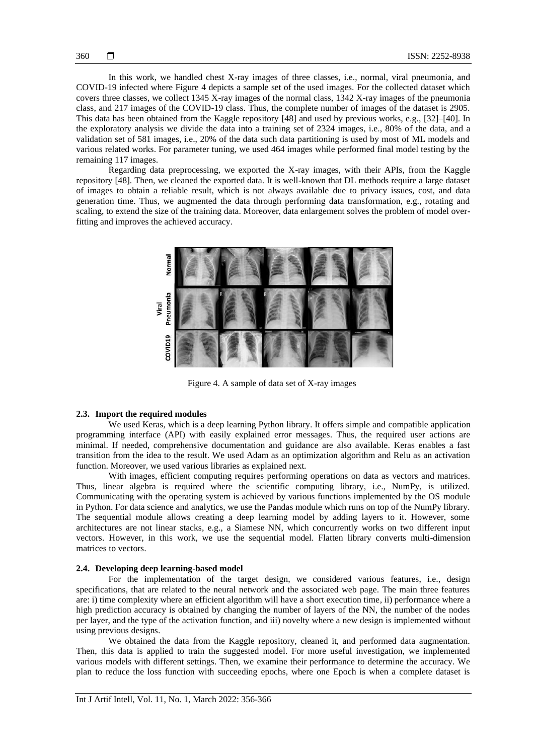In this work, we handled chest X-ray images of three classes, i.e., normal, viral pneumonia, and COVID-19 infected where Figure 4 depicts a sample set of the used images. For the collected dataset which covers three classes, we collect 1345 X-ray images of the normal class, 1342 X-ray images of the pneumonia class, and 217 images of the COVID-19 class. Thus, the complete number of images of the dataset is 2905. This data has been obtained from the Kaggle repository [48] and used by previous works, e.g., [32]–[40]. In the exploratory analysis we divide the data into a training set of 2324 images, i.e., 80% of the data, and a validation set of 581 images, i.e., 20% of the data such data partitioning is used by most of ML models and various related works. For parameter tuning, we used 464 images while performed final model testing by the remaining 117 images.

Regarding data preprocessing, we exported the X-ray images, with their APIs, from the Kaggle repository [48]. Then, we cleaned the exported data. It is well-known that DL methods require a large dataset of images to obtain a reliable result, which is not always available due to privacy issues, cost, and data generation time. Thus, we augmented the data through performing data transformation, e.g., rotating and scaling, to extend the size of the training data. Moreover, data enlargement solves the problem of model over-fitting and improves the achieved accuracy.

Figure 4. A sample of data set of X-ray images

### 2.3. Import the required modules

We used Keras, which is a deep learning Python library. It offers simple and compatible application programming interface (API) with easily explained error messages. Thus, the required user actions are minimal. If needed, comprehensive documentation and guidance are also available. Keras enables a fast transition from the idea to the result. We used Adam as an optimization algorithm and Relu as an activation function. Moreover, we used various libraries as explained next.

With images, efficient computing requires performing operations on data as vectors and matrices. Thus, linear algebra is required where the scientific computing library, i.e., NumPy, is utilized. Communicating with the operating system is achieved by various functions implemented by the OS module in Python. For data science and analytics, we use the Pandas module which runs on top of the NumPy library. The sequential module allows creating a deep learning model by adding layers to it. However, some architectures are not linear stacks, e.g., a Siamese NN, which concurrently works on two different input vectors. However, in this work, we use the sequential model. Flatten library converts multi-dimension matrices to vectors.

### 2.4. Developing deep learning-based model

For the implementation of the target design, we considered various features, i.e., design specifications, that are related to the neural network and the associated web page. The main three features are: i) time complexity where an efficient algorithm will have a short execution time, ii) performance where a high prediction accuracy is obtained by changing the number of layers of the NN, the number of the nodes per layer, and the type of the activation function, and iii) novelty where a new design is implemented without using previous designs.

We obtained the data from the Kaggle repository, cleaned it, and performed data augmentation. Then, this data is applied to train the suggested model. For more useful investigation, we implemented various models with different settings. Then, we examine their performance to determine the accuracy. We plan to reduce the loss function with succeeding epochs, where one Epoch is when a complete dataset is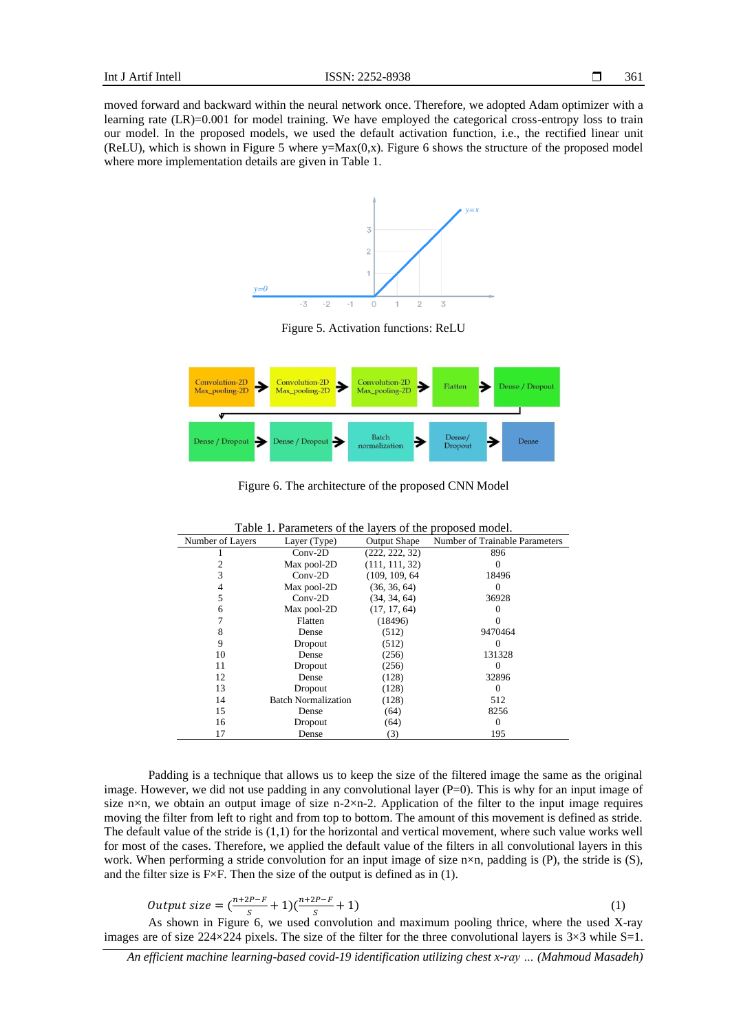moved forward and backward within the neural network once. Therefore, we adopted Adam optimizer with a learning rate (LR)=0.001 for model training. We have employed the categorical cross-entropy loss to train our model. In the proposed models, we used the default activation function, i.e., the rectified linear unit (ReLU), which is shown in Figure 5 where y=Max(0,x). Figure 6 shows the structure of the proposed model where more implementation details are given in Table 1.

Figure 5. Activation functions: ReLU

Figure 6. The architecture of the proposed CNN Model

Table 1. Parameters of the layers of the proposed model.

| Number of Layers | Layer (Type) | Output Shape | Number of Trainable Parameters |
|---|---|---|---|
| 1 | Conv-2D | (222, 222, 32) | 896 |
| 2 | Max pool-2D | (111, 111, 32) | 0 |
| 3 | Conv-2D | (109, 109, 64 | 18496 |
| 4 | Max pool-2D | (36, 36, 64) | 0 |
| 5 | Conv-2D | (34, 34, 64) | 36928 |
| 6 | Max pool-2D | (17, 17, 64) | 0 |
| 7 | Flatten | (18496) | 0 |
| 8 | Dense | (512) | 9470464 |
| 9 | Dropout | (512) | 0 |
| 10 | Dense | (256) | 131328 |
| 11 | Dropout | (256) | 0 |
| 12 | Dense | (128) | 32896 |
| 13 | Dropout | (128) | 0 |
| 14 | Batch Normalization | (128) | 512 |
| 15 | Dense | (64) | 8256 |
| 16 | Dropout | (64) | 0 |
| 17 | Dense | (3) | 195 |

Padding is a technique that allows us to keep the size of the filtered image the same as the original image. However, we did not use padding in any convolutional layer (P=0). This is why for an input image of size n×n, we obtain an output image of size n-2×n-2. Application of the filter to the input image requires moving the filter from left to right and from top to bottom. The amount of this movement is defined as stride. The default value of the stride is (1,1) for the horizontal and vertical movement, where such value works well for most of the cases. Therefore, we applied the default value of the filters in all convolutional layers in this work. When performing a stride convolution for an input image of size n×n, padding is (P), the stride is (S), and the filter size is F×F. Then the size of the output is defined as in (1).

$$Output\ size = \left(\frac{n+2P-F}{s}+1\right)\left(\frac{n+2P-F}{s}+1\right) \tag{1}$$

As shown in Figure 6, we used convolution and maximum pooling thrice, where the used X-ray images are of size 224×224 pixels. The size of the filter for the three convolutional layers is 3×3 while S=1.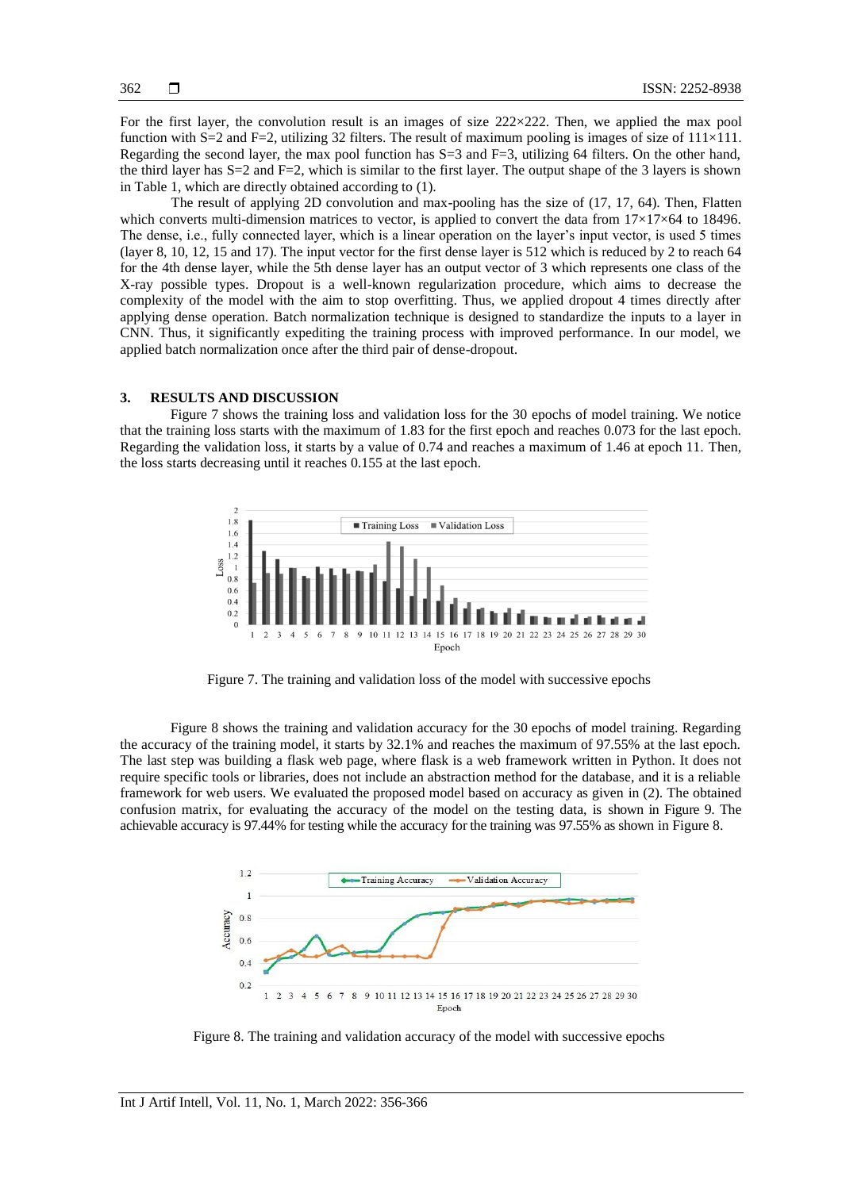For the first layer, the convolution result is an images of size 222×222. Then, we applied the max pool function with S=2 and F=2, utilizing 32 filters. The result of maximum pooling is images of size of 111×111. Regarding the second layer, the max pool function has S=3 and F=3, utilizing 64 filters. On the other hand, the third layer has S=2 and F=2, which is similar to the first layer. The output shape of the 3 layers is shown in Table 1, which are directly obtained according to (1).

The result of applying 2D convolution and max-pooling has the size of (17, 17, 64). Then, Flatten which converts multi-dimension matrices to vector, is applied to convert the data from 17×17×64 to 18496. The dense, i.e., fully connected layer, which is a linear operation on the layer's input vector, is used 5 times (layer 8, 10, 12, 15 and 17). The input vector for the first dense layer is 512 which is reduced by 2 to reach 64 for the 4th dense layer, while the 5th dense layer has an output vector of 3 which represents one class of the X-ray possible types. Dropout is a well-known regularization procedure, which aims to decrease the complexity of the model with the aim to stop overfitting. Thus, we applied dropout 4 times directly after applying dense operation. Batch normalization technique is designed to standardize the inputs to a layer in CNN. Thus, it significantly expediting the training process with improved performance. In our model, we applied batch normalization once after the third pair of dense-dropout.

## 3. RESULTS AND DISCUSSION

Figure 7 shows the training loss and validation loss for the 30 epochs of model training. We notice that the training loss starts with the maximum of 1.83 for the first epoch and reaches 0.073 for the last epoch. Regarding the validation loss, it starts by a value of 0.74 and reaches a maximum of 1.46 at epoch 11. Then, the loss starts decreasing until it reaches 0.155 at the last epoch.

Figure 7. The training and validation loss of the model with successive epochs

Figure 8 shows the training and validation accuracy for the 30 epochs of model training. Regarding the accuracy of the training model, it starts by 32.1% and reaches the maximum of 97.55% at the last epoch. The last step was building a flask web page, where flask is a web framework written in Python. It does not require specific tools or libraries, does not include an abstraction method for the database, and it is a reliable framework for web users. We evaluated the proposed model based on accuracy as given in (2). The obtained confusion matrix, for evaluating the accuracy of the model on the testing data, is shown in Figure 9. The achievable accuracy is 97.44% for testing while the accuracy for the training was 97.55% as shown in Figure 8.

Figure 8. The training and validation accuracy of the model with successive epochs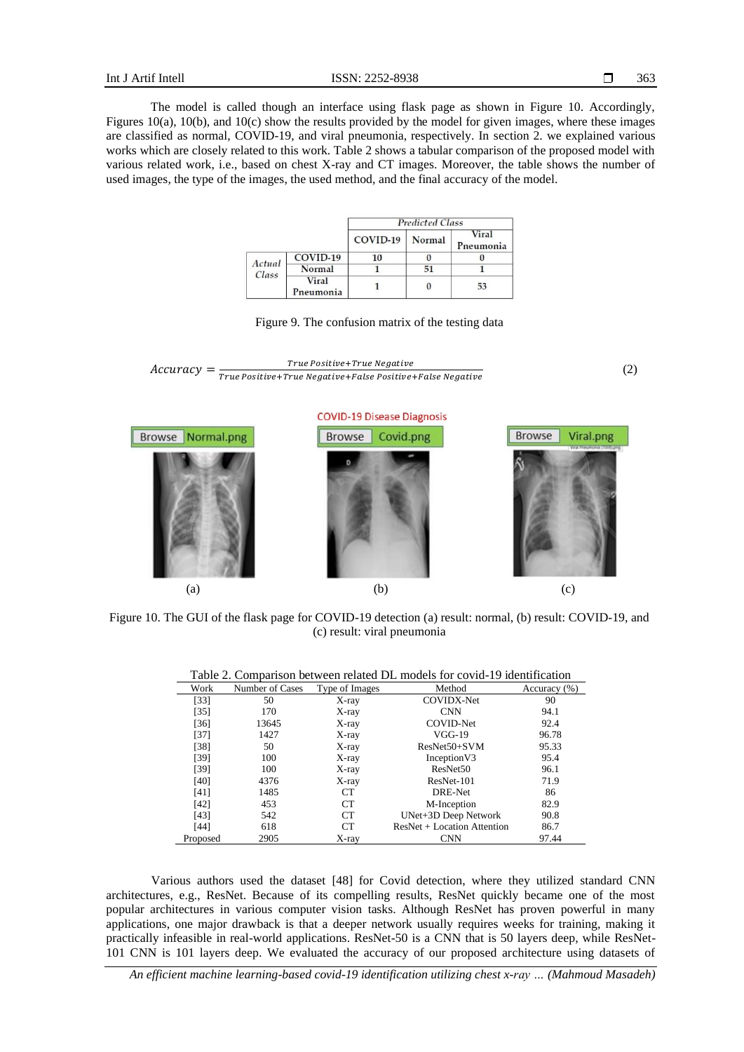The model is called though an interface using flask page as shown in Figure 10. Accordingly, Figures 10(a), 10(b), and 10(c) show the results provided by the model for given images, where these images are classified as normal, COVID-19, and viral pneumonia, respectively. In section 2. we explained various works which are closely related to this work. Table 2 shows a tabular comparison of the proposed model with various related work, i.e., based on chest X-ray and CT images. Moreover, the table shows the number of used images, the type of the images, the used method, and the final accuracy of the model.

| | | *Predicted Class* | | |
|---|---|---|---|---|
| | | COVID-19 | Normal | Viral Pneumonia |
| *Actual Class* | COVID-19 | 10 | 0 | 0 |
| | Normal | 1 | 51 | 1 |
| | Viral Pneumonia | 1 | 0 | 53 |

Figure 9. The confusion matrix of the testing data

$$Accuracy = \frac{True\ Positive + True\ Negative}{True\ Positive + True\ Negative + False\ Positive + False\ Negative} \quad (2)$$

Figure 10. The GUI of the flask page for COVID-19 detection (a) result: normal, (b) result: COVID-19, and (c) result: viral pneumonia

Table 2. Comparison between related DL models for covid-19 identification

| Work | Number of Cases | Type of Images | Method | Accuracy (%) |
|---|---|---|---|---|
| [33] | 50 | X-ray | COVIDX-Net | 90 |
| [35] | 170 | X-ray | CNN | 94.1 |
| [36] | 13645 | X-ray | COVID-Net | 92.4 |
| [37] | 1427 | X-ray | VGG-19 | 96.78 |
| [38] | 50 | X-ray | ResNet50+SVM | 95.33 |
| [39] | 100 | X-ray | InceptionV3 | 95.4 |
| [39] | 100 | X-ray | ResNet50 | 96.1 |
| [40] | 4376 | X-ray | ResNet-101 | 71.9 |
| [41] | 1485 | CT | DRE-Net | 86 |
| [42] | 453 | CT | M-Inception | 82.9 |
| [43] | 542 | CT | UNet+3D Deep Network | 90.8 |
| [44] | 618 | CT | ResNet + Location Attention | 86.7 |
| Proposed | 2905 | X-ray | CNN | 97.44 |

Various authors used the dataset [48] for Covid detection, where they utilized standard CNN architectures, e.g., ResNet. Because of its compelling results, ResNet quickly became one of the most popular architectures in various computer vision tasks. Although ResNet has proven powerful in many applications, one major drawback is that a deeper network usually requires weeks for training, making it practically infeasible in real-world applications. ResNet-50 is a CNN that is 50 layers deep, while ResNet-101 CNN is 101 layers deep. We evaluated the accuracy of our proposed architecture using datasets of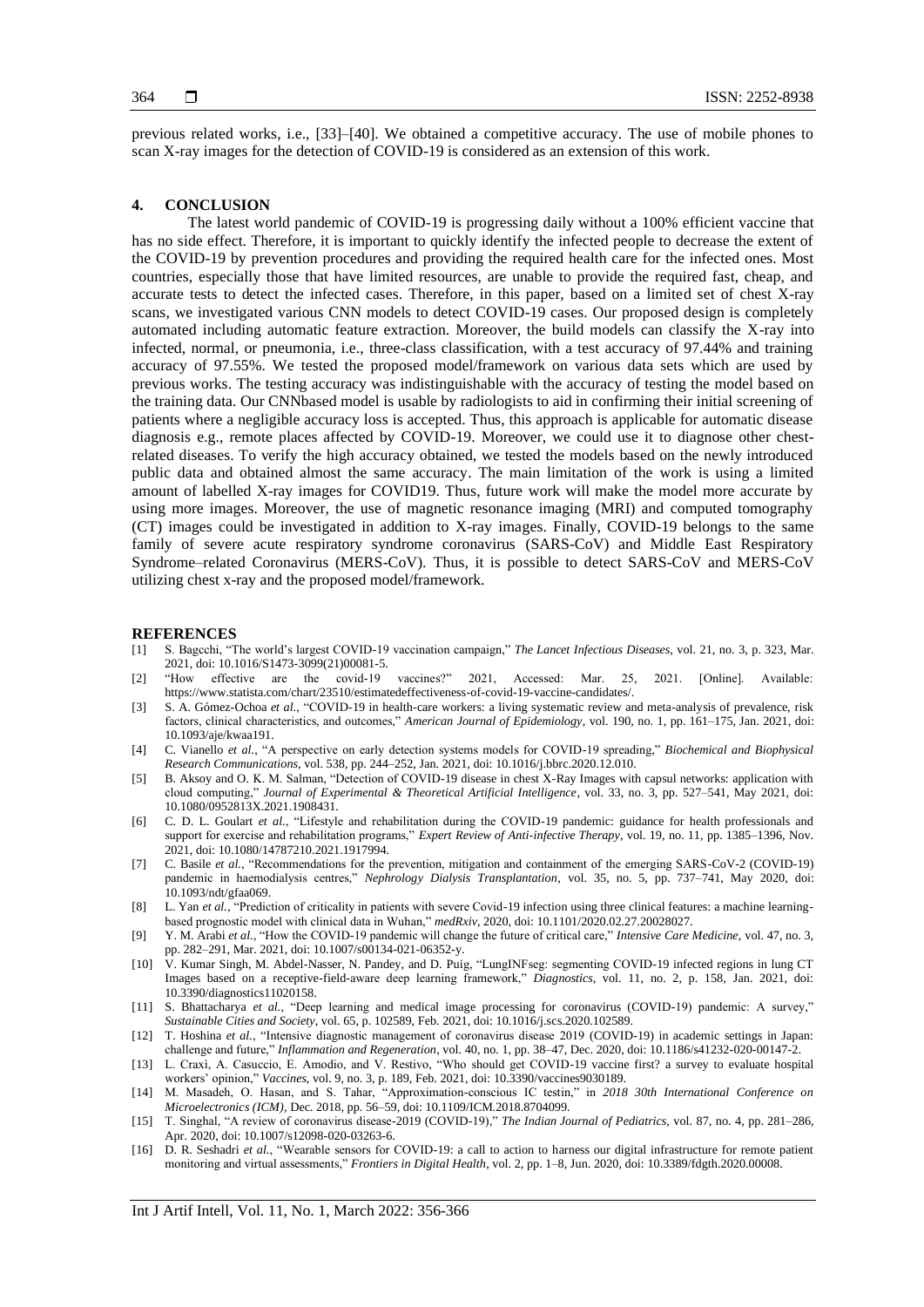previous related works, i.e., [33]–[40]. We obtained a competitive accuracy. The use of mobile phones to scan X-ray images for the detection of COVID-19 is considered as an extension of this work.

## 4. CONCLUSION

The latest world pandemic of COVID-19 is progressing daily without a 100% efficient vaccine that has no side effect. Therefore, it is important to quickly identify the infected people to decrease the extent of the COVID-19 by prevention procedures and providing the required health care for the infected ones. Most countries, especially those that have limited resources, are unable to provide the required fast, cheap, and accurate tests to detect the infected cases. Therefore, in this paper, based on a limited set of chest X-ray scans, we investigated various CNN models to detect COVID-19 cases. Our proposed design is completely automated including automatic feature extraction. Moreover, the build models can classify the X-ray into infected, normal, or pneumonia, i.e., three-class classification, with a test accuracy of 97.44% and training accuracy of 97.55%. We tested the proposed model/framework on various data sets which are used by previous works. The testing accuracy was indistinguishable with the accuracy of testing the model based on the training data. Our CNNbased model is usable by radiologists to aid in confirming their initial screening of patients where a negligible accuracy loss is accepted. Thus, this approach is applicable for automatic disease diagnosis e.g., remote places affected by COVID-19. Moreover, we could use it to diagnose other chest-related diseases. To verify the high accuracy obtained, we tested the models based on the newly introduced public data and obtained almost the same accuracy. The main limitation of the work is using a limited amount of labelled X-ray images for COVID19. Thus, future work will make the model more accurate by using more images. Moreover, the use of magnetic resonance imaging (MRI) and computed tomography (CT) images could be investigated in addition to X-ray images. Finally, COVID-19 belongs to the same family of severe acute respiratory syndrome coronavirus (SARS-CoV) and Middle East Respiratory Syndrome–related Coronavirus (MERS-CoV). Thus, it is possible to detect SARS-CoV and MERS-CoV utilizing chest x-ray and the proposed model/framework.

## REFERENCES

[1] S. Bagcchi, "The world's largest COVID-19 vaccination campaign," *The Lancet Infectious Diseases*, vol. 21, no. 3, p. 323, Mar. 2021, doi: 10.1016/S1473-3099(21)00081-5.

[2] "How effective are the covid-19 vaccines?" 2021, Accessed: Mar. 25, 2021. [Online]. Available: https://www.statista.com/chart/23510/estimatedeffectiveness-of-covid-19-vaccine-candidates/.

[3] S. A. Gómez-Ochoa *et al.*, "COVID-19 in health-care workers: a living systematic review and meta-analysis of prevalence, risk factors, clinical characteristics, and outcomes," *American Journal of Epidemiology*, vol. 190, no. 1, pp. 161–175, Jan. 2021, doi: 10.1093/aje/kwaa191.

[4] C. Vianello *et al.*, "A perspective on early detection systems models for COVID-19 spreading," *Biochemical and Biophysical Research Communications*, vol. 538, pp. 244–252, Jan. 2021, doi: 10.1016/j.bbrc.2020.12.010.

[5] B. Aksoy and O. K. M. Salman, "Detection of COVID-19 disease in chest X-Ray Images with capsul networks: application with cloud computing," *Journal of Experimental & Theoretical Artificial Intelligence*, vol. 33, no. 3, pp. 527–541, May 2021, doi: 10.1080/0952813X.2021.1908431.

[6] C. D. L. Goulart *et al.*, "Lifestyle and rehabilitation during the COVID-19 pandemic: guidance for health professionals and support for exercise and rehabilitation programs," *Expert Review of Anti-infective Therapy*, vol. 19, no. 11, pp. 1385–1396, Nov. 2021, doi: 10.1080/14787210.2021.1917994.

[7] C. Basile *et al.*, "Recommendations for the prevention, mitigation and containment of the emerging SARS-CoV-2 (COVID-19) pandemic in haemodialysis centres," *Nephrology Dialysis Transplantation*, vol. 35, no. 5, pp. 737–741, May 2020, doi: 10.1093/ndt/gfaa069.

[8] L. Yan *et al.*, "Prediction of criticality in patients with severe Covid-19 infection using three clinical features: a machine learning-based prognostic model with clinical data in Wuhan," *medRxiv*, 2020, doi: 10.1101/2020.02.27.20028027.

[9] Y. M. Arabi *et al.*, "How the COVID-19 pandemic will change the future of critical care," *Intensive Care Medicine*, vol. 47, no. 3, pp. 282–291, Mar. 2021, doi: 10.1007/s00134-021-06352-y.

[10] V. Kumar Singh, M. Abdel-Nasser, N. Pandey, and D. Puig, "LungINFseg: segmenting COVID-19 infected regions in lung CT Images based on a receptive-field-aware deep learning framework," *Diagnostics*, vol. 11, no. 2, p. 158, Jan. 2021, doi: 10.3390/diagnostics11020158.

[11] S. Bhattacharya *et al.*, "Deep learning and medical image processing for coronavirus (COVID-19) pandemic: A survey," *Sustainable Cities and Society*, vol. 65, p. 102589, Feb. 2021, doi: 10.1016/j.scs.2020.102589.

[12] T. Hoshina *et al.*, "Intensive diagnostic management of coronavirus disease 2019 (COVID-19) in academic settings in Japan: challenge and future," *Inflammation and Regeneration*, vol. 40, no. 1, pp. 38–47, Dec. 2020, doi: 10.1186/s41232-020-00147-2.

[13] L. Craxì, A. Casuccio, E. Amodio, and V. Restivo, "Who should get COVID-19 vaccine first? a survey to evaluate hospital workers' opinion," *Vaccines*, vol. 9, no. 3, p. 189, Feb. 2021, doi: 10.3390/vaccines9030189.

[14] M. Masadeh, O. Hasan, and S. Tahar, "Approximation-conscious IC testin," in *2018 30th International Conference on Microelectronics (ICM)*, Dec. 2018, pp. 56–59, doi: 10.1109/ICM.2018.8704099.

[15] T. Singhal, "A review of coronavirus disease-2019 (COVID-19)," *The Indian Journal of Pediatrics*, vol. 87, no. 4, pp. 281–286, Apr. 2020, doi: 10.1007/s12098-020-03263-6.

[16] D. R. Seshadri *et al.*, "Wearable sensors for COVID-19: a call to action to harness our digital infrastructure for remote patient monitoring and virtual assessments," *Frontiers in Digital Health*, vol. 2, pp. 1–8, Jun. 2020, doi: 10.3389/fdgth.2020.00008.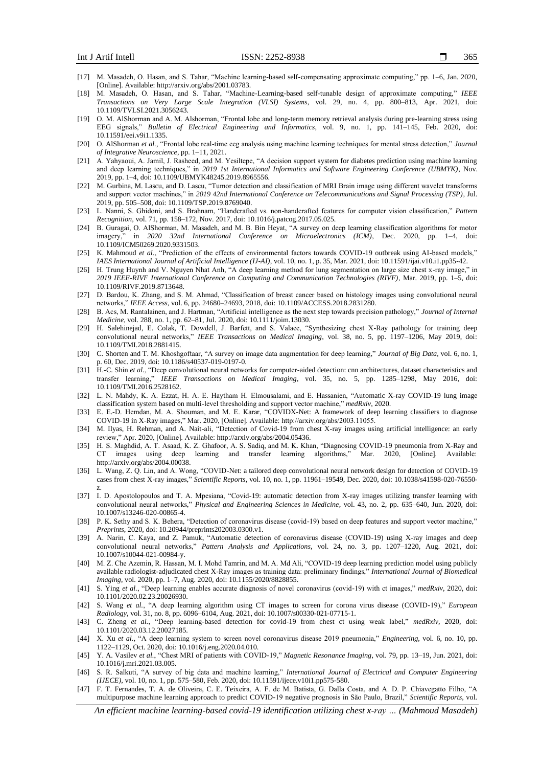[17] M. Masadeh, O. Hasan, and S. Tahar, "Machine learning-based self-compensating approximate computing," pp. 1–6, Jan. 2020, [Online]. Available: http://arxiv.org/abs/2001.03783.

[18] M. Masadeh, O. Hasan, and S. Tahar, "Machine-Learning-based self-tunable design of approximate computing," *IEEE Transactions on Very Large Scale Integration (VLSI) Systems*, vol. 29, no. 4, pp. 800–813, Apr. 2021, doi: 10.1109/TVLSI.2021.3056243.

[19] O. M. AlShorman and A. M. Alshorman, "Frontal lobe and long-term memory retrieval analysis during pre-learning stress using EEG signals," *Bulletin of Electrical Engineering and Informatics*, vol. 9, no. 1, pp. 141–145, Feb. 2020, doi: 10.11591/eei.v9i1.1335.

[20] O. AlShorman *et al.*, "Frontal lobe real-time eeg analysis using machine learning techniques for mental stress detection," *Journal of Integrative Neuroscience*, pp. 1–11, 2021.

[21] A. Yahyaoui, A. Jamil, J. Rasheed, and M. Yesiltepe, "A decision support system for diabetes prediction using machine learning and deep learning techniques," in *2019 1st International Informatics and Software Engineering Conference (UBMYK)*, Nov. 2019, pp. 1–4, doi: 10.1109/UBMYK48245.2019.8965556.

[22] M. Gurbina, M. Lascu, and D. Lascu, "Tumor detection and classification of MRI Brain image using different wavelet transforms and support vector machines," in *2019 42nd International Conference on Telecommunications and Signal Processing (TSP)*, Jul. 2019, pp. 505–508, doi: 10.1109/TSP.2019.8769040.

[23] L. Nanni, S. Ghidoni, and S. Brahnam, "Handcrafted vs. non-handcrafted features for computer vision classification," *Pattern Recognition*, vol. 71, pp. 158–172, Nov. 2017, doi: 10.1016/j.patcog.2017.05.025.

[24] B. Guragai, O. AlShorman, M. Masadeh, and M. B. Bin Heyat, "A survey on deep learning classification algorithms for motor imagery," in *2020 32nd International Conference on Microelectronics (ICM)*, Dec. 2020, pp. 1–4, doi: 10.1109/ICM50269.2020.9331503.

[25] K. Mahmoud *et al.*, "Prediction of the effects of environmental factors towards COVID-19 outbreak using AI-based models," *IAES International Journal of Artificial Intelligence (IJ-AI)*, vol. 10, no. 1, p. 35, Mar. 2021, doi: 10.11591/ijai.v10.i1.pp35-42.

[26] H. Trung Huynh and V. Nguyen Nhat Anh, "A deep learning method for lung segmentation on large size chest x-ray image," in *2019 IEEE-RIVF International Conference on Computing and Communication Technologies (RIVF)*, Mar. 2019, pp. 1–5, doi: 10.1109/RIVF.2019.8713648.

[27] D. Bardou, K. Zhang, and S. M. Ahmad, "Classification of breast cancer based on histology images using convolutional neural networks," *IEEE Access*, vol. 6, pp. 24680–24693, 2018, doi: 10.1109/ACCESS.2018.2831280.

[28] B. Acs, M. Rantalainen, and J. Hartman, "Artificial intelligence as the next step towards precision pathology," *Journal of Internal Medicine*, vol. 288, no. 1, pp. 62–81, Jul. 2020, doi: 10.1111/joim.13030.

[29] H. Salehinejad, E. Colak, T. Dowdell, J. Barfett, and S. Valaee, "Synthesizing chest X-Ray pathology for training deep convolutional neural networks," *IEEE Transactions on Medical Imaging*, vol. 38, no. 5, pp. 1197–1206, May 2019, doi: 10.1109/TMI.2018.2881415.

[30] C. Shorten and T. M. Khoshgoftaar, "A survey on image data augmentation for deep learning," *Journal of Big Data*, vol. 6, no. 1, p. 60, Dec. 2019, doi: 10.1186/s40537-019-0197-0.

[31] H.-C. Shin *et al.*, "Deep convolutional neural networks for computer-aided detection: cnn architectures, dataset characteristics and transfer learning," *IEEE Transactions on Medical Imaging*, vol. 35, no. 5, pp. 1285–1298, May 2016, doi: 10.1109/TMI.2016.2528162.

[32] L. N. Mahdy, K. A. Ezzat, H. A. E. Haytham H. Elmousalami, and E. Hassanien, "Automatic X-ray COVID-19 lung image classification system based on multi-level thresholding and support vector machine," *medRxiv*, 2020.

[33] E. E.-D. Hemdan, M. A. Shouman, and M. E. Karar, "COVIDX-Net: A framework of deep learning classifiers to diagnose COVID-19 in X-Ray images," Mar. 2020, [Online]. Available: http://arxiv.org/abs/2003.11055.

[34] M. Ilyas, H. Rehman, and A. Nait-ali, "Detection of Covid-19 from chest X-ray images using artificial intelligence: an early review," Apr. 2020, [Online]. Available: http://arxiv.org/abs/2004.05436.

[35] H. S. Maghdid, A. T. Asaad, K. Z. Ghafoor, A. S. Sadiq, and M. K. Khan, "Diagnosing COVID-19 pneumonia from X-Ray and CT images using deep learning and transfer learning algorithms," Mar. 2020, [Online]. Available: http://arxiv.org/abs/2004.00038.

[36] L. Wang, Z. Q. Lin, and A. Wong, "COVID-Net: a tailored deep convolutional neural network design for detection of COVID-19 cases from chest X-ray images," *Scientific Reports*, vol. 10, no. 1, pp. 11961–19549, Dec. 2020, doi: 10.1038/s41598-020-76550-z.

[37] I. D. Apostolopoulos and T. A. Mpesiana, "Covid-19: automatic detection from X-ray images utilizing transfer learning with convolutional neural networks," *Physical and Engineering Sciences in Medicine*, vol. 43, no. 2, pp. 635–640, Jun. 2020, doi: 10.1007/s13246-020-00865-4.

[38] P. K. Sethy and S. K. Behera, "Detection of coronavirus disease (covid-19) based on deep features and support vector machine," *Preprints*, 2020, doi: 10.20944/preprints202003.0300.v1.

[39] A. Narin, C. Kaya, and Z. Pamuk, "Automatic detection of coronavirus disease (COVID-19) using X-ray images and deep convolutional neural networks," *Pattern Analysis and Applications*, vol. 24, no. 3, pp. 1207–1220, Aug. 2021, doi: 10.1007/s10044-021-00984-y.

[40] M. Z. Che Azemin, R. Hassan, M. I. Mohd Tamrin, and M. A. Md Ali, "COVID-19 deep learning prediction model using publicly available radiologist-adjudicated chest X-Ray images as training data: preliminary findings," *International Journal of Biomedical Imaging*, vol. 2020, pp. 1–7, Aug. 2020, doi: 10.1155/2020/8828855.

[41] S. Ying *et al.*, "Deep learning enables accurate diagnosis of novel coronavirus (covid-19) with ct images," *medRxiv*, 2020, doi: 10.1101/2020.02.23.20026930.

[42] S. Wang *et al.*, "A deep learning algorithm using CT images to screen for corona virus disease (COVID-19)," *European Radiology*, vol. 31, no. 8, pp. 6096–6104, Aug. 2021, doi: 10.1007/s00330-021-07715-1.

[43] C. Zheng *et al.*, "Deep learning-based detection for covid-19 from chest ct using weak label," *medRxiv*, 2020, doi: 10.1101/2020.03.12.20027185.

[44] X. Xu *et al.*, "A deep learning system to screen novel coronavirus disease 2019 pneumonia," *Engineering*, vol. 6, no. 10, pp. 1122–1129, Oct. 2020, doi: 10.1016/j.eng.2020.04.010.

[45] Y. A. Vasilev *et al.*, "Chest MRI of patients with COVID-19," *Magnetic Resonance Imaging*, vol. 79, pp. 13–19, Jun. 2021, doi: 10.1016/j.mri.2021.03.005.

[46] S. R. Salkuti, "A survey of big data and machine learning," *International Journal of Electrical and Computer Engineering (IJECE)*, vol. 10, no. 1, pp. 575–580, Feb. 2020, doi: 10.11591/ijece.v10i1.pp575-580.

[47] F. T. Fernandes, T. A. de Oliveira, C. E. Teixeira, A. F. de M. Batista, G. Dalla Costa, and A. D. P. Chiavegatto Filho, "A multipurpose machine learning approach to predict COVID-19 negative prognosis in São Paulo, Brazil," *Scientific Reports*, vol.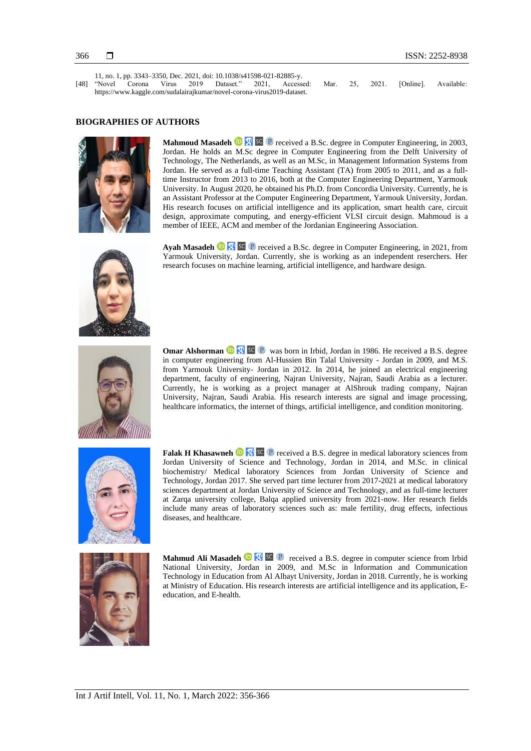11, no. 1, pp. 3343–3350, Dec. 2021, doi: 10.1038/s41598-021-82885-y.

[48] "Novel Corona Virus 2019 Dataset." 2021, Accessed: Mar. 25, 2021. [Online]. Available: https://www.kaggle.com/sudalairajkumar/novel-corona-virus2019-dataset.

## BIOGRAPHIES OF AUTHORS

**Mahmoud Masadeh** received a B.Sc. degree in Computer Engineering, in 2003, Jordan. He holds an M.Sc degree in Computer Engineering from the Delft University of Technology, The Netherlands, as well as an M.Sc, in Management Information Systems from Jordan. He served as a full-time Teaching Assistant (TA) from 2005 to 2011, and as a full-time Instructor from 2013 to 2016, both at the Computer Engineering Department, Yarmouk University. In August 2020, he obtained his Ph.D. from Concordia University. Currently, he is an Assistant Professor at the Computer Engineering Department, Yarmouk University, Jordan. His research focuses on artificial intelligence and its application, smart health care, circuit design, approximate computing, and energy-efficient VLSI circuit design. Mahmoud is a member of IEEE, ACM and member of the Jordanian Engineering Association.

**Ayah Masadeh** received a B.Sc. degree in Computer Engineering, in 2021, from Yarmouk University, Jordan. Currently, she is working as an independent reserchers. Her research focuses on machine learning, artificial intelligence, and hardware design.

**Omar Alshorman** was born in Irbid, Jordan in 1986. He received a B.S. degree in computer engineering from Al-Hussien Bin Talal University - Jordan in 2009, and M.S. from Yarmouk University- Jordan in 2012. In 2014, he joined an electrical engineering department, faculty of engineering, Najran University, Najran, Saudi Arabia as a lecturer. Currently, he is working as a project manager at AlShrouk trading company, Najran University, Najran, Saudi Arabia. His research interests are signal and image processing, healthcare informatics, the internet of things, artificial intelligence, and condition monitoring.

**Falak H Khasawneh** received a B.S. degree in medical laboratory sciences from Jordan University of Science and Technology, Jordan in 2014, and M.Sc. in clinical biochemistry/ Medical laboratory Sciences from Jordan University of Science and Technology, Jordan 2017. She served part time lecturer from 2017-2021 at medical laboratory sciences department at Jordan University of Science and Technology, and as full-time lecturer at Zarqa university college, Balqa applied university from 2021-now. Her research fields include many areas of laboratory sciences such as: male fertility, drug effects, infectious diseases, and healthcare.

**Mahmud Ali Masadeh** received a B.S. degree in computer science from Irbid National University, Jordan in 2009, and M.Sc in Information and Communication Technology in Education from Al Albayt University, Jordan in 2018. Currently, he is working at Ministry of Education. His research interests are artificial intelligence and its application, E-education, and E-health.